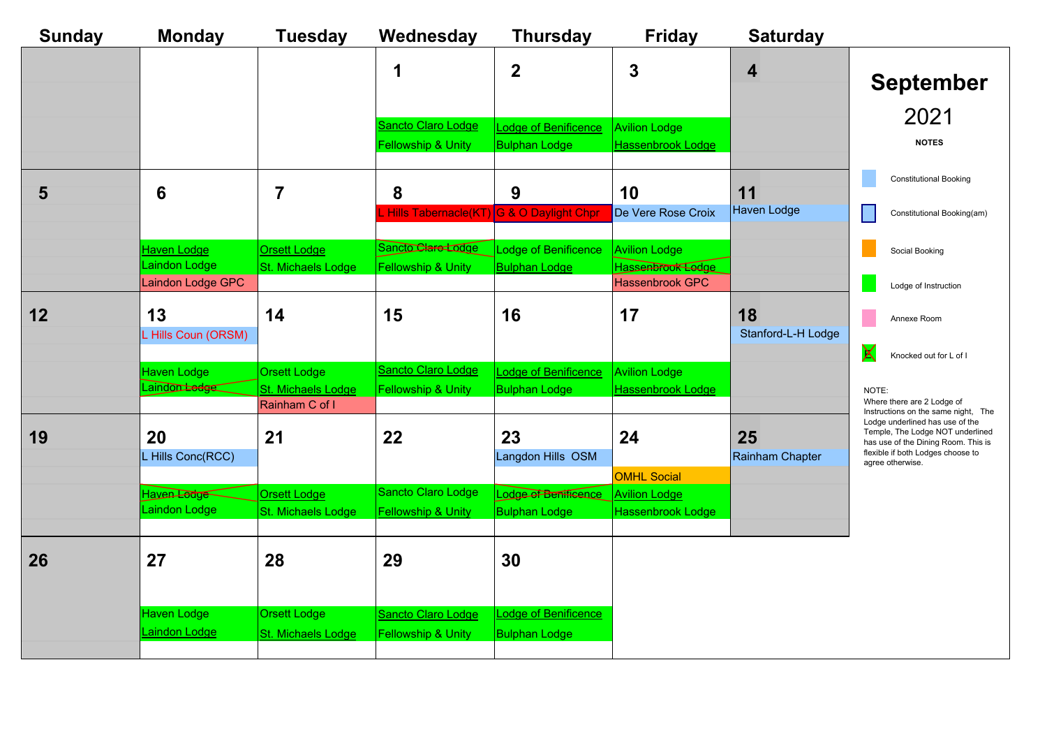# September 2021

| Sunday | Monday | Tuesday | Wednesday | Thursday | Friday | Saturday |
|---|---|---|---|---|---|---|
| | | | 1<br>Sancto Claro Lodge<br>Fellowship & Unity | 2<br>Lodge of Benificence<br>Bulphan Lodge | 3<br>Avilion Lodge<br>Hassenbrook Lodge | 4 |
| 5 | 6<br>Haven Lodge<br>Laindon Lodge<br>Laindon Lodge GPC | 7<br>Orsett Lodge<br>St. Michaels Lodge | 8<br>L Hills Tabernacle(KT)<br>~~Sancto Claro Lodge~~<br>Fellowship & Unity | 9<br>G & O Daylight Chpr<br>Lodge of Benificence<br>Bulphan Lodge | 10<br>De Vere Rose Croix<br>Avilion Lodge<br>~~Hassenbrook Lodge~~<br>Hassenbrook GPC | 11<br>Haven Lodge |
| 12 | 13<br>L Hills Coun (ORSM)<br>Haven Lodge<br>~~Laindon Lodge~~ | 14<br>Orsett Lodge<br>St. Michaels Lodge<br>Rainham C of I | 15<br>Sancto Claro Lodge<br>Fellowship & Unity | 16<br>Lodge of Benificence<br>Bulphan Lodge | 17<br>Avilion Lodge<br>Hassenbrook Lodge | 18<br>Stanford-L-H Lodge |
| 19 | 20<br>L Hills Conc(RCC)<br>~~Haven Lodge~~<br>Laindon Lodge | 21<br>Orsett Lodge<br>St. Michaels Lodge | 22<br>Sancto Claro Lodge<br>Fellowship & Unity | 23<br>Langdon Hills OSM<br>~~Lodge of Benificence~~<br>Bulphan Lodge | 24<br>OMHL Social<br>Avilion Lodge<br>Hassenbrook Lodge | 25<br>Rainham Chapter |
| 26 | 27<br>Haven Lodge<br>Laindon Lodge | 28<br>Orsett Lodge<br>St. Michaels Lodge | 29<br>Sancto Claro Lodge<br>Fellowship & Unity | 30<br>Lodge of Benificence<br>Bulphan Lodge | | |

**NOTES**

- Constitutional Booking
- Constitutional Booking(am)
- Social Booking
- Lodge of Instruction
- Annexe Room
- Knocked out for L of I

NOTE:
Where there are 2 Lodge of Instructions on the same night, The Lodge underlined has use of the Temple, The Lodge NOT underlined has use of the Dining Room. This is flexible if both Lodges choose to agree otherwise.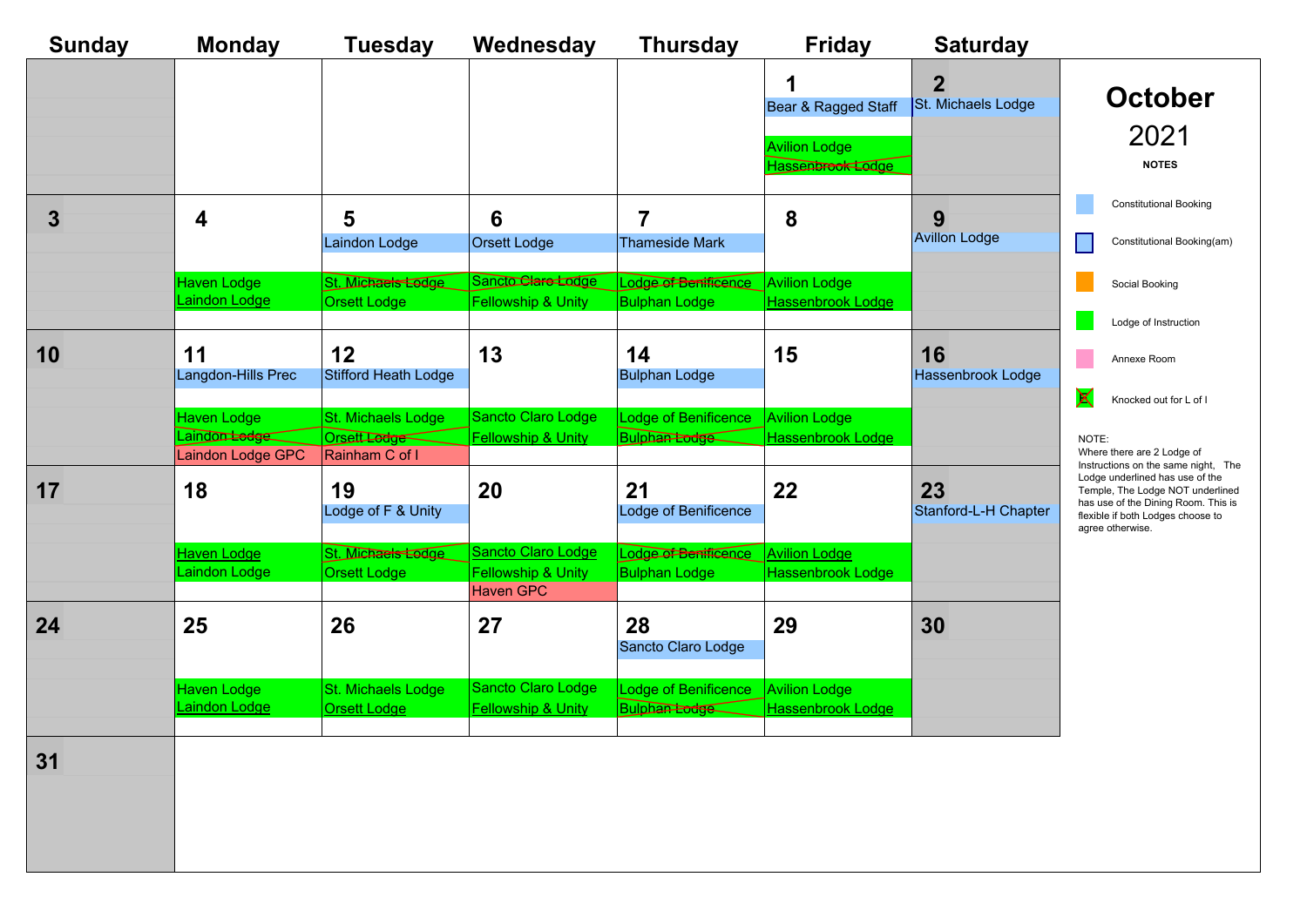# October 2021

| Sunday | Monday | Tuesday | Wednesday | Thursday | Friday | Saturday |
|---|---|---|---|---|---|---|
| | | | | | **1**<br>Bear & Ragged Staff<br>Avilion Lodge<br>~~Hassenbrook Lodge~~ | **2**<br>St. Michaels Lodge |
| **3** | **4**<br>Haven Lodge<br>Laindon Lodge | **5**<br>Laindon Lodge<br>~~St. Michaels Lodge~~<br>Orsett Lodge | **6**<br>Orsett Lodge<br>~~Sancto Claro Lodge~~<br>Fellowship & Unity | **7**<br>Thameside Mark<br>~~Lodge of Benificence~~<br>Bulphan Lodge | **8**<br>Avilion Lodge<br>Hassenbrook Lodge | **9**<br>Avillon Lodge |
| **10** | **11**<br>Langdon-Hills Prec<br>Haven Lodge<br>~~Laindon Lodge~~<br>Laindon Lodge GPC | **12**<br>Stifford Heath Lodge<br>St. Michaels Lodge<br>~~Orsett Lodge~~<br>Rainham C of I | **13**<br>Sancto Claro Lodge<br>Fellowship & Unity | **14**<br>Bulphan Lodge<br>Lodge of Benificence<br>~~Bulphan Lodge~~ | **15**<br>Avilion Lodge<br>Hassenbrook Lodge | **16**<br>Hassenbrook Lodge |
| **17** | **18**<br>Haven Lodge<br>Laindon Lodge | **19**<br>Lodge of F & Unity<br>~~St. Michaels Lodge~~<br>Orsett Lodge | **20**<br>Sancto Claro Lodge<br>Fellowship & Unity<br>Haven GPC | **21**<br>Lodge of Benificence<br>~~Lodge of Benificence~~<br>Bulphan Lodge | **22**<br>Avilion Lodge<br>Hassenbrook Lodge | **23**<br>Stanford-L-H Chapter |
| **24** | **25**<br>Haven Lodge<br>Laindon Lodge | **26**<br>St. Michaels Lodge<br>Orsett Lodge | **27**<br>Sancto Claro Lodge<br>Fellowship & Unity | **28**<br>Sancto Claro Lodge<br>Lodge of Benificence<br>~~Bulphan Lodge~~ | **29**<br>Avilion Lodge<br>Hassenbrook Lodge | **30** |
| **31** | | | | | | |

**NOTES**

- Constitutional Booking
- Constitutional Booking(am)
- Social Booking
- Lodge of Instruction
- Annexe Room
- Knocked out for L of I

NOTE:
Where there are 2 Lodge of Instructions on the same night, The Lodge underlined has use of the Temple, The Lodge NOT underlined has use of the Dining Room. This is flexible if both Lodges choose to agree otherwise.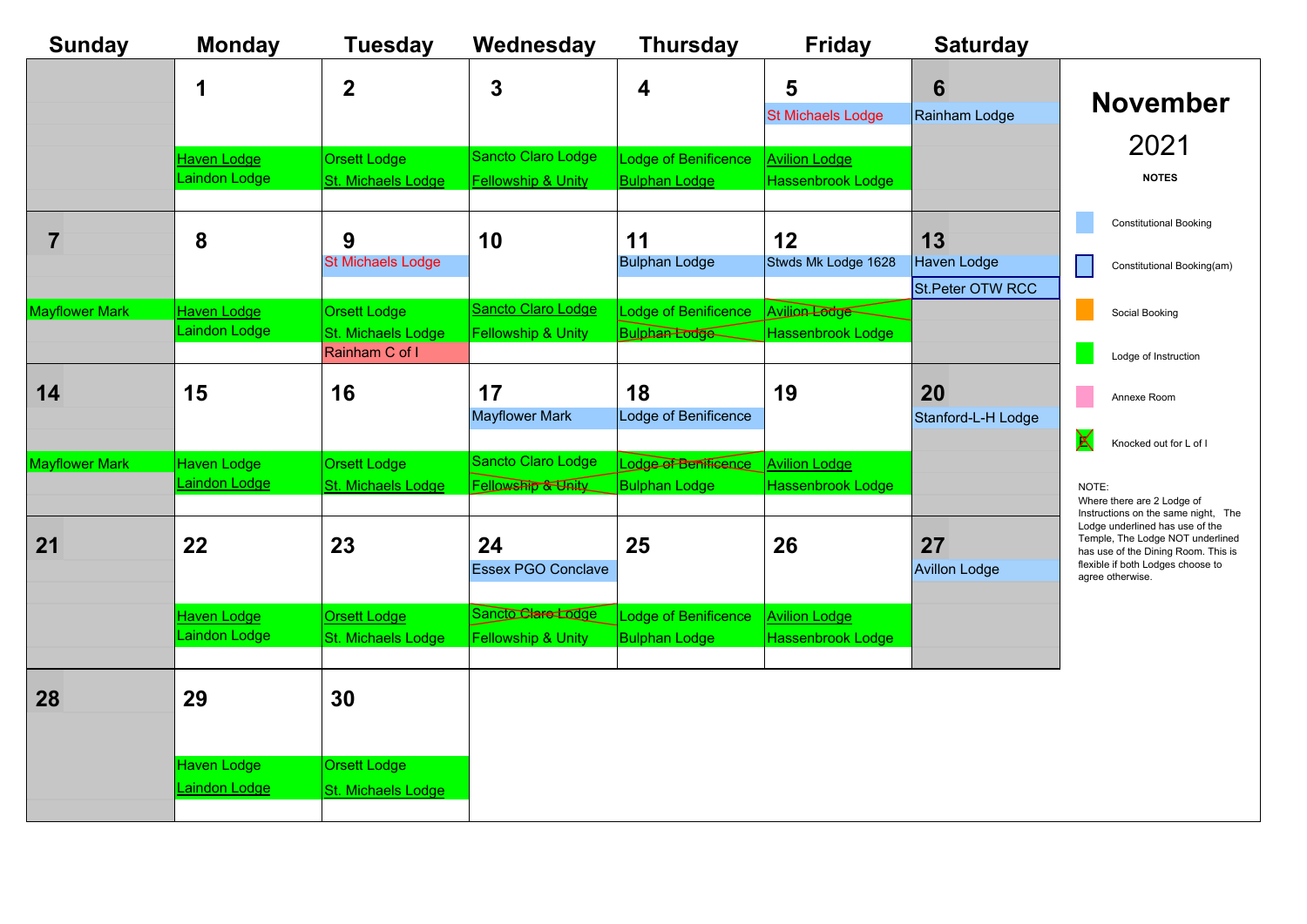# November 2021

| Sunday | Monday | Tuesday | Wednesday | Thursday | Friday | Saturday |
|---|---|---|---|---|---|---|
| | 1<br>Haven Lodge<br>Laindon Lodge | 2<br>Orsett Lodge<br>St. Michaels Lodge | 3<br>Sancto Claro Lodge<br>Fellowship & Unity | 4<br>Lodge of Benificence<br>Bulphan Lodge | 5<br>St Michaels Lodge<br>Avilion Lodge<br>Hassenbrook Lodge | 6<br>Rainham Lodge |
| 7<br>Mayflower Mark | 8<br>Haven Lodge<br>Laindon Lodge | 9<br>St Michaels Lodge<br>Orsett Lodge<br>St. Michaels Lodge<br>Rainham C of I | 10<br>Sancto Claro Lodge<br>Fellowship & Unity | 11<br>Bulphan Lodge<br>Lodge of Benificence<br>~~Bulphan Lodge~~ | 12<br>Stwds Mk Lodge 1628<br>~~Avilion Lodge~~<br>Hassenbrook Lodge | 13<br>Haven Lodge<br>St.Peter OTW RCC |
| 14<br>Mayflower Mark | 15<br>Haven Lodge<br>Laindon Lodge | 16<br>Orsett Lodge<br>St. Michaels Lodge | 17<br>Mayflower Mark<br>Sancto Claro Lodge<br>~~Fellowship & Unity~~ | 18<br>Lodge of Benificence<br>~~Lodge of Benificence~~<br>Bulphan Lodge | 19<br>Avilion Lodge<br>Hassenbrook Lodge | 20<br>Stanford-L-H Lodge |
| 21 | 22<br>Haven Lodge<br>Laindon Lodge | 23<br>Orsett Lodge<br>St. Michaels Lodge | 24<br>Essex PGO Conclave<br>~~Sancto Claro Lodge~~<br>Fellowship & Unity | 25<br>Lodge of Benificence<br>Bulphan Lodge | 26<br>Avilion Lodge<br>Hassenbrook Lodge | 27<br>Avillon Lodge |
| 28 | 29<br>Haven Lodge<br>Laindon Lodge | 30<br>Orsett Lodge<br>St. Michaels Lodge | | | | |

**NOTES**

- Constitutional Booking
- Constitutional Booking(am)
- Social Booking
- Lodge of Instruction
- Annexe Room
- Knocked out for L of I

NOTE:
Where there are 2 Lodge of Instructions on the same night, The Lodge underlined has use of the Temple, The Lodge NOT underlined has use of the Dining Room. This is flexible if both Lodges choose to agree otherwise.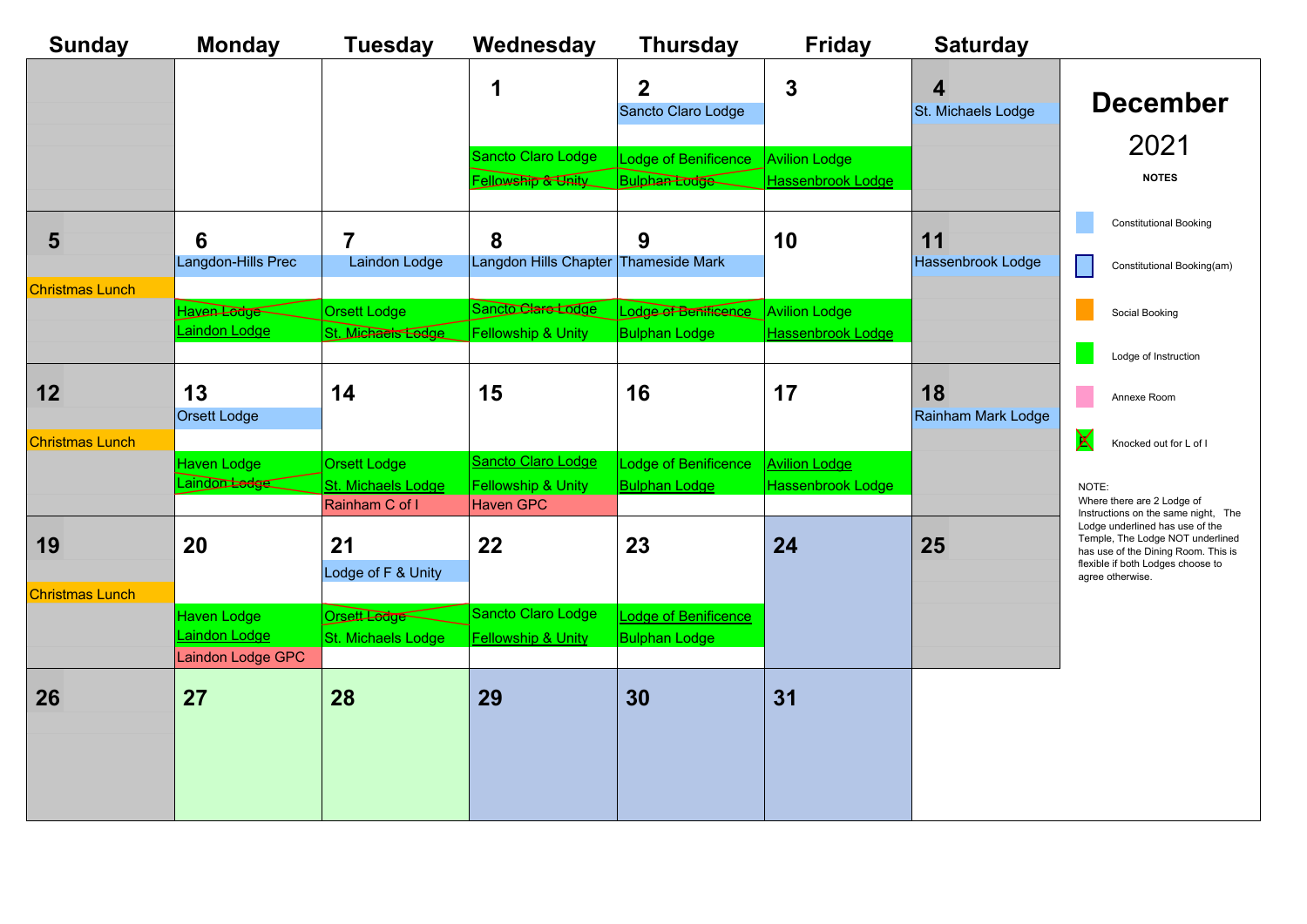# December 2021

| Sunday | Monday | Tuesday | Wednesday | Thursday | Friday | Saturday |
| --- | --- | --- | --- | --- | --- | --- |
| | | | **1**<br>Sancto Claro Lodge<br>~~Fellowship & Unity~~ | **2**<br>Sancto Claro Lodge<br>Lodge of Benificence<br>~~Bulphan Lodge~~ | **3**<br>Avilion Lodge<br>Hassenbrook Lodge | **4**<br>St. Michaels Lodge |
| **5**<br>Christmas Lunch | **6**<br>Langdon-Hills Prec<br>~~Haven Lodge~~<br>Laindon Lodge | **7**<br>Laindon Lodge<br>Orsett Lodge<br>~~St. Michaels Lodge~~ | **8**<br>Langdon Hills Chapter<br>~~Sancto Claro Lodge~~<br>Fellowship & Unity | **9**<br>Thameside Mark<br>~~Lodge of Benificence~~<br>Bulphan Lodge | **10**<br>Avilion Lodge<br>Hassenbrook Lodge | **11**<br>Hassenbrook Lodge |
| **12**<br>Christmas Lunch | **13**<br>Orsett Lodge<br>Haven Lodge<br>~~Laindon Lodge~~ | **14**<br>Orsett Lodge<br>St. Michaels Lodge<br>Rainham C of I | **15**<br>Sancto Claro Lodge<br>Fellowship & Unity<br>Haven GPC | **16**<br>Lodge of Benificence<br>Bulphan Lodge | **17**<br>Avilion Lodge<br>Hassenbrook Lodge | **18**<br>Rainham Mark Lodge |
| **19**<br>Christmas Lunch | **20**<br>Haven Lodge<br>Laindon Lodge<br>Laindon Lodge GPC | **21**<br>Lodge of F & Unity<br>~~Orsett Lodge~~<br>St. Michaels Lodge | **22**<br>Sancto Claro Lodge<br>Fellowship & Unity | **23**<br>Lodge of Benificence<br>Bulphan Lodge | **24** | **25** |
| **26** | **27** | **28** | **29** | **30** | **31** | |

## NOTES

- Constitutional Booking
- Constitutional Booking(am)
- Social Booking
- Lodge of Instruction
- Annexe Room
- Knocked out for L of I

NOTE:
Where there are 2 Lodge of Instructions on the same night, The Lodge underlined has use of the Temple, The Lodge NOT underlined has use of the Dining Room. This is flexible if both Lodges choose to agree otherwise.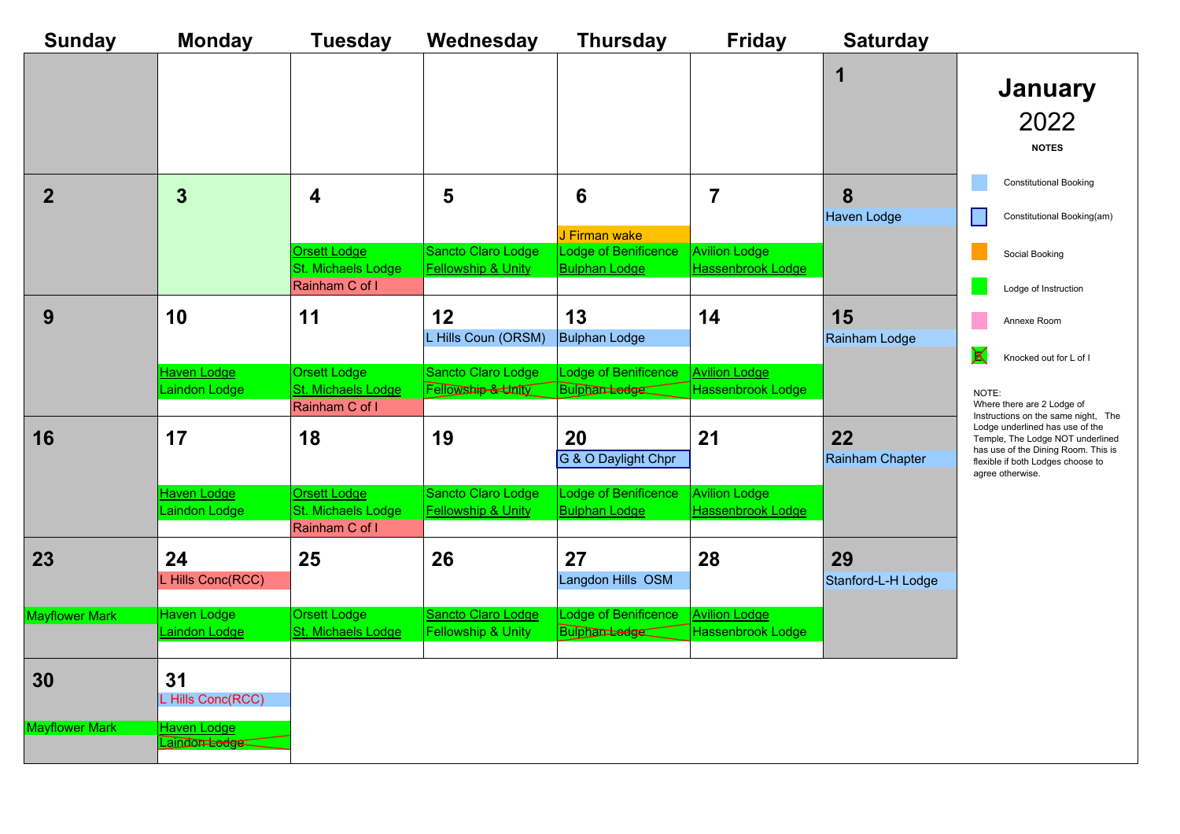# January 2022

| Sunday | Monday | Tuesday | Wednesday | Thursday | Friday | Saturday |
|---|---|---|---|---|---|---|
| | | | | | | 1 |
| 2 | 3 | 4<br>Orsett Lodge<br>St. Michaels Lodge<br>Rainham C of I | 5<br>Sancto Claro Lodge<br>Fellowship & Unity | 6<br>J Firman wake<br>Lodge of Benificence<br>Bulphan Lodge | 7<br>Avilion Lodge<br>Hassenbrook Lodge | 8<br>Haven Lodge |
| 9 | 10<br>Haven Lodge<br>Laindon Lodge | 11<br>Orsett Lodge<br>St. Michaels Lodge<br>Rainham C of I | 12<br>L Hills Coun (ORSM)<br>Sancto Claro Lodge<br>~~Fellowship & Unity~~ | 13<br>Bulphan Lodge<br>Lodge of Benificence<br>~~Bulphan Lodge~~ | 14<br>Avilion Lodge<br>Hassenbrook Lodge | 15<br>Rainham Lodge |
| 16 | 17<br>Haven Lodge<br>Laindon Lodge | 18<br>Orsett Lodge<br>St. Michaels Lodge<br>Rainham C of I | 19<br>Sancto Claro Lodge<br>Fellowship & Unity | 20<br>G & O Daylight Chpr<br>Lodge of Benificence<br>Bulphan Lodge | 21<br>Avilion Lodge<br>Hassenbrook Lodge | 22<br>Rainham Chapter |
| 23<br>Mayflower Mark | 24<br>L Hills Conc(RCC)<br>Haven Lodge<br>Laindon Lodge | 25<br>Orsett Lodge<br>St. Michaels Lodge | 26<br>Sancto Claro Lodge<br>Fellowship & Unity | 27<br>Langdon Hills OSM<br>Lodge of Benificence<br>~~Bulphan Lodge~~ | 28<br>Avilion Lodge<br>Hassenbrook Lodge | 29<br>Stanford-L-H Lodge |
| 30<br>Mayflower Mark | 31<br>L Hills Conc(RCC)<br>Haven Lodge<br>~~Laindon Lodge~~ | | | | | |

**NOTES**

- Constitutional Booking
- Constitutional Booking(am)
- Social Booking
- Lodge of Instruction
- Annexe Room
- Knocked out for L of I

NOTE:
Where there are 2 Lodge of Instructions on the same night, The Lodge underlined has use of the Temple, The Lodge NOT underlined has use of the Dining Room. This is flexible if both Lodges choose to agree otherwise.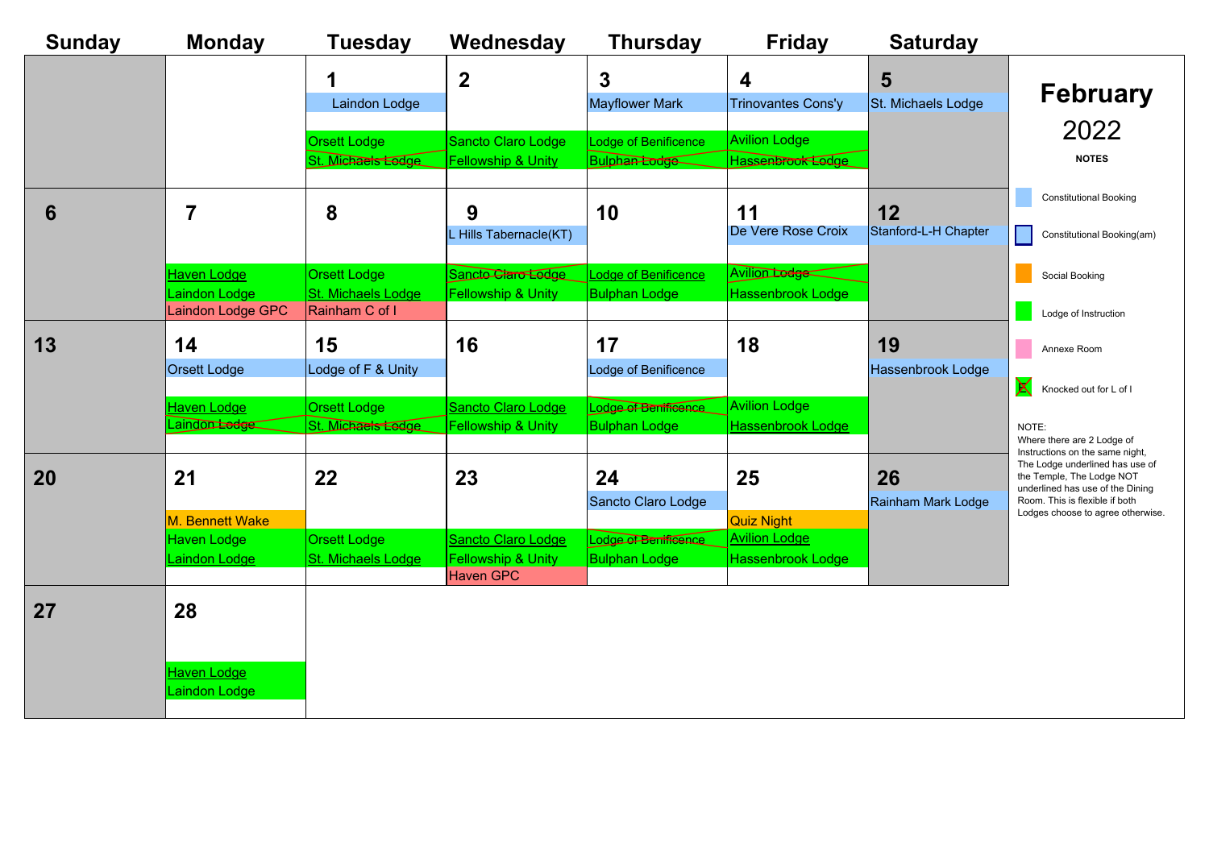# February 2022

| Sunday | Monday | Tuesday | Wednesday | Thursday | Friday | Saturday |
|---|---|---|---|---|---|---|
| | | **1** Laindon Lodge; Orsett Lodge; ~~St. Michaels Lodge~~ | **2** Sancto Claro Lodge; Fellowship & Unity | **3** Mayflower Mark; Lodge of Benificence; ~~Bulphan Lodge~~ | **4** Trinovantes Cons'y; Avilion Lodge; ~~Hassenbrook Lodge~~ | **5** St. Michaels Lodge |
| **6** | **7** Haven Lodge; Laindon Lodge; Laindon Lodge GPC | **8** Orsett Lodge; St. Michaels Lodge; Rainham C of I | **9** L Hills Tabernacle(KT); ~~Sancto Claro Lodge~~; Fellowship & Unity | **10** Lodge of Benificence; Bulphan Lodge | **11** De Vere Rose Croix; ~~Avilion Lodge~~; Hassenbrook Lodge | **12** Stanford-L-H Chapter |
| **13** | **14** Orsett Lodge; Haven Lodge; ~~Laindon Lodge~~ | **15** Lodge of F & Unity; Orsett Lodge; ~~St. Michaels Lodge~~ | **16** Sancto Claro Lodge; Fellowship & Unity | **17** Lodge of Benificence; ~~Lodge of Benificence~~; Bulphan Lodge | **18** Avilion Lodge; Hassenbrook Lodge | **19** Hassenbrook Lodge |
| **20** | **21** M. Bennett Wake; Haven Lodge; Laindon Lodge | **22** Orsett Lodge; St. Michaels Lodge | **23** Sancto Claro Lodge; Fellowship & Unity; Haven GPC | **24** Sancto Claro Lodge; ~~Lodge of Benificence~~; Bulphan Lodge | **25** Quiz Night; Avilion Lodge; Hassenbrook Lodge | **26** Rainham Mark Lodge |
| **27** | **28** Haven Lodge; Laindon Lodge | | | | | |

**NOTES**

- Constitutional Booking
- Constitutional Booking(am)
- Social Booking
- Lodge of Instruction
- Annexe Room
- Knocked out for L of I

NOTE:
Where there are 2 Lodge of Instructions on the same night, The Lodge underlined has use of the Temple, The Lodge NOT underlined has use of the Dining Room. This is flexible if both Lodges choose to agree otherwise.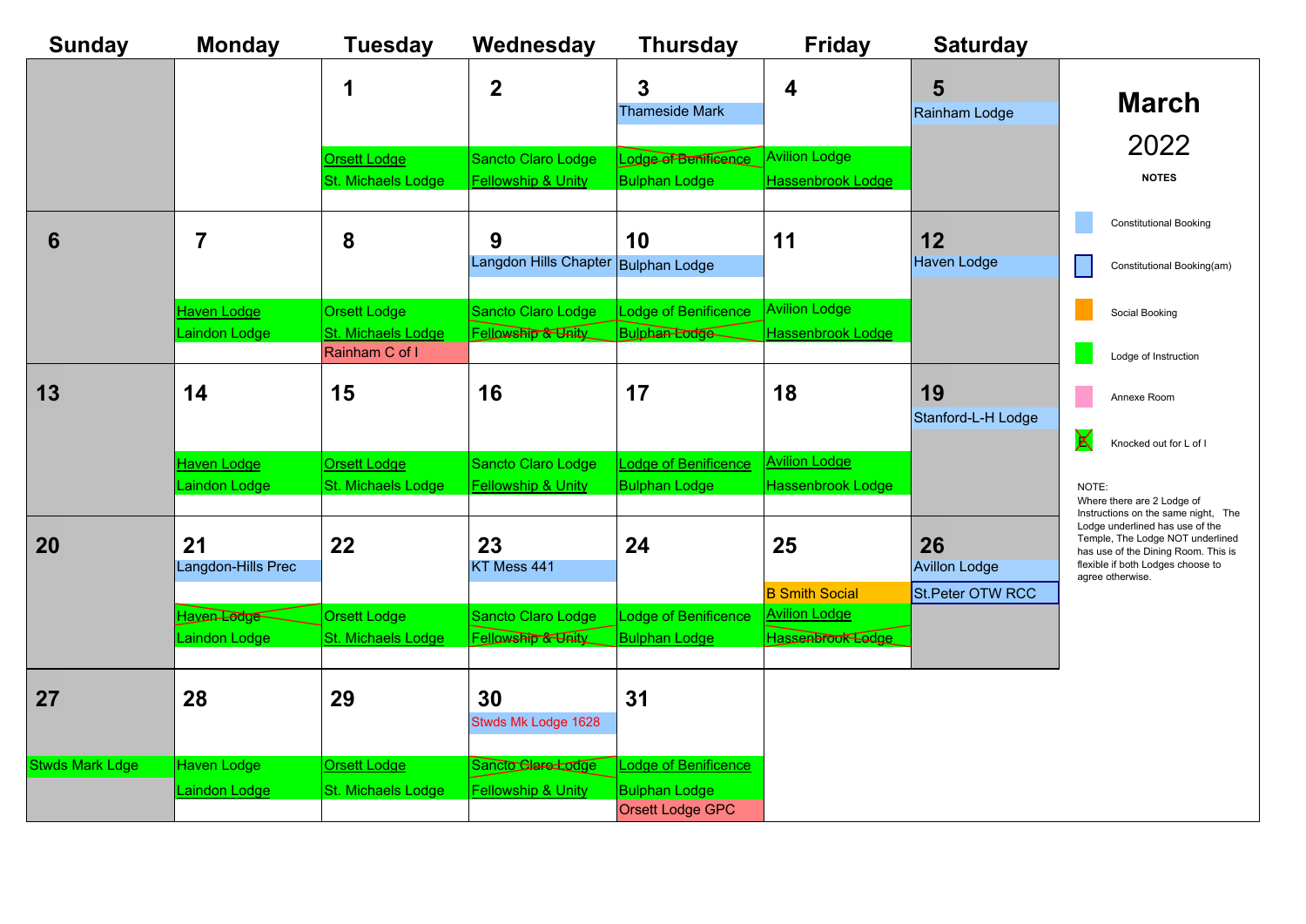# March 2022

| Sunday | Monday | Tuesday | Wednesday | Thursday | Friday | Saturday |
|---|---|---|---|---|---|---|
| | | 1<br>Orsett Lodge<br>St. Michaels Lodge | 2<br>Sancto Claro Lodge<br>Fellowship & Unity | 3<br>Thameside Mark<br>~~Lodge of Benificence~~<br>Bulphan Lodge | 4<br>Avilion Lodge<br>Hassenbrook Lodge | 5<br>Rainham Lodge |
| 6 | 7<br>Haven Lodge<br>Laindon Lodge | 8<br>Orsett Lodge<br>St. Michaels Lodge<br>Rainham C of I | 9<br>Langdon Hills Chapter<br>Sancto Claro Lodge<br>~~Fellowship & Unity~~ | 10<br>Bulphan Lodge<br>Lodge of Benificence<br>~~Bulphan Lodge~~ | 11<br>Avilion Lodge<br>Hassenbrook Lodge | 12<br>Haven Lodge |
| 13 | 14<br>Haven Lodge<br>Laindon Lodge | 15<br>Orsett Lodge<br>St. Michaels Lodge | 16<br>Sancto Claro Lodge<br>Fellowship & Unity | 17<br>Lodge of Benificence<br>Bulphan Lodge | 18<br>Avilion Lodge<br>Hassenbrook Lodge | 19<br>Stanford-L-H Lodge |
| 20 | 21<br>Langdon-Hills Prec<br>~~Haven Lodge~~<br>Laindon Lodge | 22<br>Orsett Lodge<br>St. Michaels Lodge | 23<br>KT Mess 441<br>Sancto Claro Lodge<br>~~Fellowship & Unity~~ | 24<br>Lodge of Benificence<br>Bulphan Lodge | 25<br>B Smith Social<br>Avilion Lodge<br>~~Hassenbrook Lodge~~ | 26<br>Avillon Lodge<br>St.Peter OTW RCC |
| 27<br>Stwds Mark Ldge | 28<br>Haven Lodge<br>Laindon Lodge | 29<br>Orsett Lodge<br>St. Michaels Lodge | 30<br>Stwds Mk Lodge 1628<br>~~Sancto Claro Lodge~~<br>Fellowship & Unity | 31<br>Lodge of Benificence<br>Bulphan Lodge<br>Orsett Lodge GPC | | |

**NOTES**

- Constitutional Booking
- Constitutional Booking(am)
- Social Booking
- Lodge of Instruction
- Annexe Room
- Knocked out for L of I

NOTE:
Where there are 2 Lodge of Instructions on the same night, The Lodge underlined has use of the Temple, The Lodge NOT underlined has use of the Dining Room. This is flexible if both Lodges choose to agree otherwise.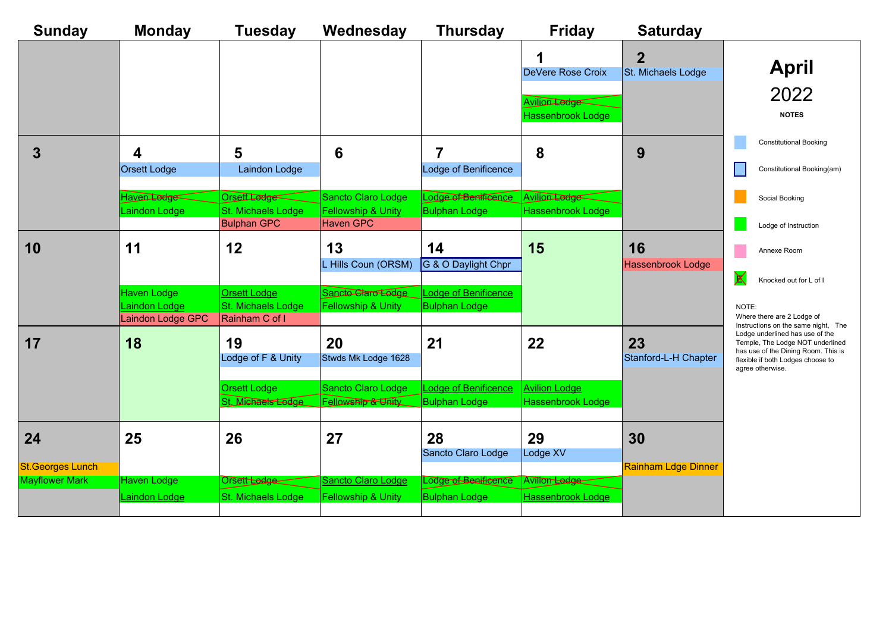# April 2022

| Sunday | Monday | Tuesday | Wednesday | Thursday | Friday | Saturday |
|---|---|---|---|---|---|---|
| | | | | | **1**<br>DeVere Rose Croix<br>~~Avilion Lodge~~<br>Hassenbrook Lodge | **2**<br>St. Michaels Lodge |
| **3** | **4**<br>Orsett Lodge<br>~~Haven Lodge~~<br>Laindon Lodge | **5**<br>Laindon Lodge<br>~~Orsett Lodge~~<br>St. Michaels Lodge<br>Bulphan GPC | **6**<br>Sancto Claro Lodge<br>Fellowship & Unity<br>Haven GPC | **7**<br>Lodge of Benificence<br>~~Lodge of Benificence~~<br>Bulphan Lodge | **8**<br>~~Avilion Lodge~~<br>Hassenbrook Lodge | **9** |
| **10** | **11**<br>Haven Lodge<br>Laindon Lodge<br>Laindon Lodge GPC | **12**<br>Orsett Lodge<br>St. Michaels Lodge<br>Rainham C of I | **13**<br>L Hills Coun (ORSM)<br>~~Sancto Claro Lodge~~<br>Fellowship & Unity | **14**<br>G & O Daylight Chpr<br>Lodge of Benificence<br>Bulphan Lodge | **15** | **16**<br>Hassenbrook Lodge |
| **17** | **18** | **19**<br>Lodge of F & Unity<br>Orsett Lodge<br>~~St. Michaels Lodge~~ | **20**<br>Stwds Mk Lodge 1628<br>Sancto Claro Lodge<br>~~Fellowship & Unity~~ | **21**<br>Lodge of Benificence<br>Bulphan Lodge | **22**<br>Avilion Lodge<br>Hassenbrook Lodge | **23**<br>Stanford-L-H Chapter |
| **24**<br>St.Georges Lunch<br>Mayflower Mark | **25**<br>Haven Lodge<br>Laindon Lodge | **26**<br>~~Orsett Lodge~~<br>St. Michaels Lodge | **27**<br>Sancto Claro Lodge<br>Fellowship & Unity | **28**<br>Sancto Claro Lodge<br>~~Lodge of Benificence~~<br>Bulphan Lodge | **29**<br>Lodge XV<br>~~Avilion Lodge~~<br>Hassenbrook Lodge | **30**<br>Rainham Ldge Dinner |

**NOTES**

- Constitutional Booking
- Constitutional Booking(am)
- Social Booking
- Lodge of Instruction
- Annexe Room
- Knocked out for L of I

NOTE:
Where there are 2 Lodge of Instructions on the same night, The Lodge underlined has use of the Temple, The Lodge NOT underlined has use of the Dining Room. This is flexible if both Lodges choose to agree otherwise.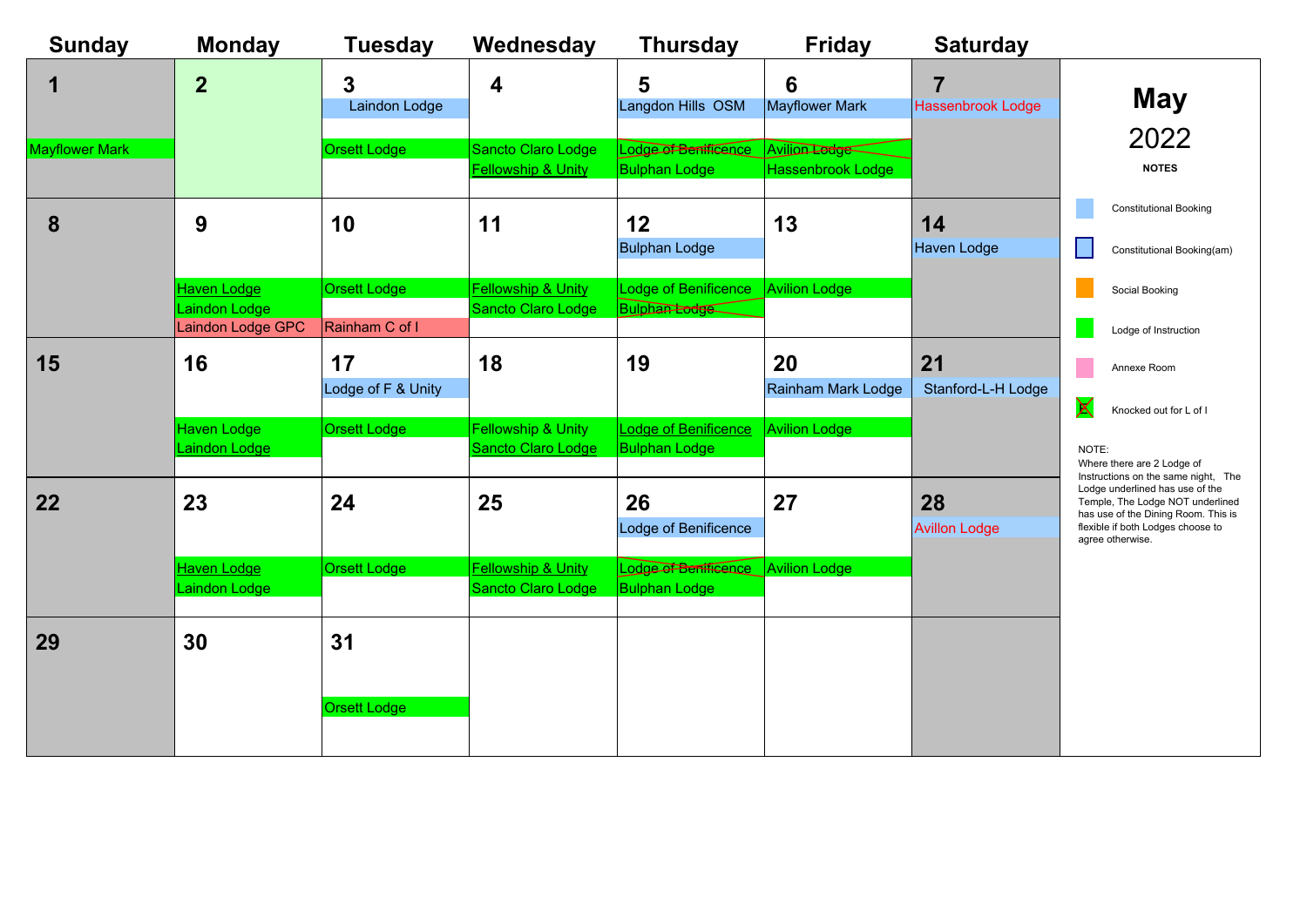# May 2022

| Sunday | Monday | Tuesday | Wednesday | Thursday | Friday | Saturday |
|---|---|---|---|---|---|---|
| **1**<br>Mayflower Mark | **2** | **3**<br>Laindon Lodge<br>Orsett Lodge | **4**<br>Sancto Claro Lodge<br>Fellowship & Unity | **5**<br>Langdon Hills OSM<br>~~Lodge of Benificence~~<br>Bulphan Lodge | **6**<br>Mayflower Mark<br>~~Avilion Lodge~~<br>Hassenbrook Lodge | **7**<br>Hassenbrook Lodge |
| **8** | **9**<br>Haven Lodge<br>Laindon Lodge<br>Laindon Lodge GPC | **10**<br>Orsett Lodge<br>Rainham C of I | **11**<br>Fellowship & Unity<br>Sancto Claro Lodge | **12**<br>Bulphan Lodge<br>Lodge of Benificence<br>~~Bulphan Lodge~~ | **13**<br>Avilion Lodge | **14**<br>Haven Lodge |
| **15** | **16**<br>Haven Lodge<br>Laindon Lodge | **17**<br>Lodge of F & Unity<br>Orsett Lodge | **18**<br>Fellowship & Unity<br>Sancto Claro Lodge | **19**<br>Lodge of Benificence<br>Bulphan Lodge | **20**<br>Rainham Mark Lodge<br>Avilion Lodge | **21**<br>Stanford-L-H Lodge |
| **22** | **23**<br>Haven Lodge<br>Laindon Lodge | **24**<br>Orsett Lodge | **25**<br>Fellowship & Unity<br>Sancto Claro Lodge | **26**<br>Lodge of Benificence<br>~~Lodge of Benificence~~<br>Bulphan Lodge | **27**<br>Avilion Lodge | **28**<br>Avillon Lodge |
| **29** | **30** | **31**<br>Orsett Lodge | | | | |

**NOTES**

- Constitutional Booking
- Constitutional Booking(am)
- Social Booking
- Lodge of Instruction
- Annexe Room
- Knocked out for L of I

NOTE:
Where there are 2 Lodge of Instructions on the same night, The Lodge underlined has use of the Temple, The Lodge NOT underlined has use of the Dining Room. This is flexible if both Lodges choose to agree otherwise.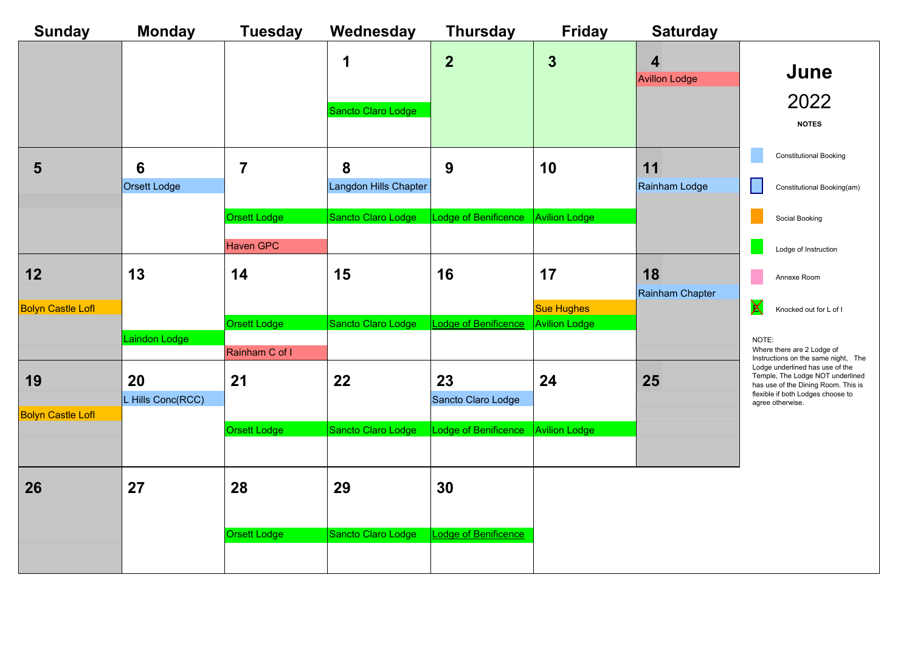# June 2022

| Sunday | Monday | Tuesday | Wednesday | Thursday | Friday | Saturday |
|---|---|---|---|---|---|---|
| | | | **1**<br>Sancto Claro Lodge | **2** | **3** | **4**<br>Avillon Lodge |
| **5** | **6**<br>Orsett Lodge | **7**<br>Orsett Lodge<br>Haven GPC | **8**<br>Langdon Hills Chapter<br>Sancto Claro Lodge | **9**<br>Lodge of Benificence | **10**<br>Avilion Lodge | **11**<br>Rainham Lodge |
| **12**<br>Bolyn Castle Lofl | **13**<br>Laindon Lodge | **14**<br>Orsett Lodge<br>Rainham C of I | **15**<br>Sancto Claro Lodge | **16**<br>Lodge of Benificence | **17**<br>Sue Hughes<br>Avilion Lodge | **18**<br>Rainham Chapter |
| **19**<br>Bolyn Castle Lofl | **20**<br>L Hills Conc(RCC) | **21**<br>Orsett Lodge | **22**<br>Sancto Claro Lodge | **23**<br>Sancto Claro Lodge<br>Lodge of Benificence | **24**<br>Avilion Lodge | **25** |
| **26** | **27** | **28**<br>Orsett Lodge | **29**<br>Sancto Claro Lodge | **30**<br>Lodge of Benificence | | |

**NOTES**

- Constitutional Booking
- Constitutional Booking(am)
- Social Booking
- Lodge of Instruction
- Annexe Room
- Knocked out for L of I

NOTE:
Where there are 2 Lodge of Instructions on the same night, The Lodge underlined has use of the Temple, The Lodge NOT underlined has use of the Dining Room. This is flexible if both Lodges choose to agree otherwise.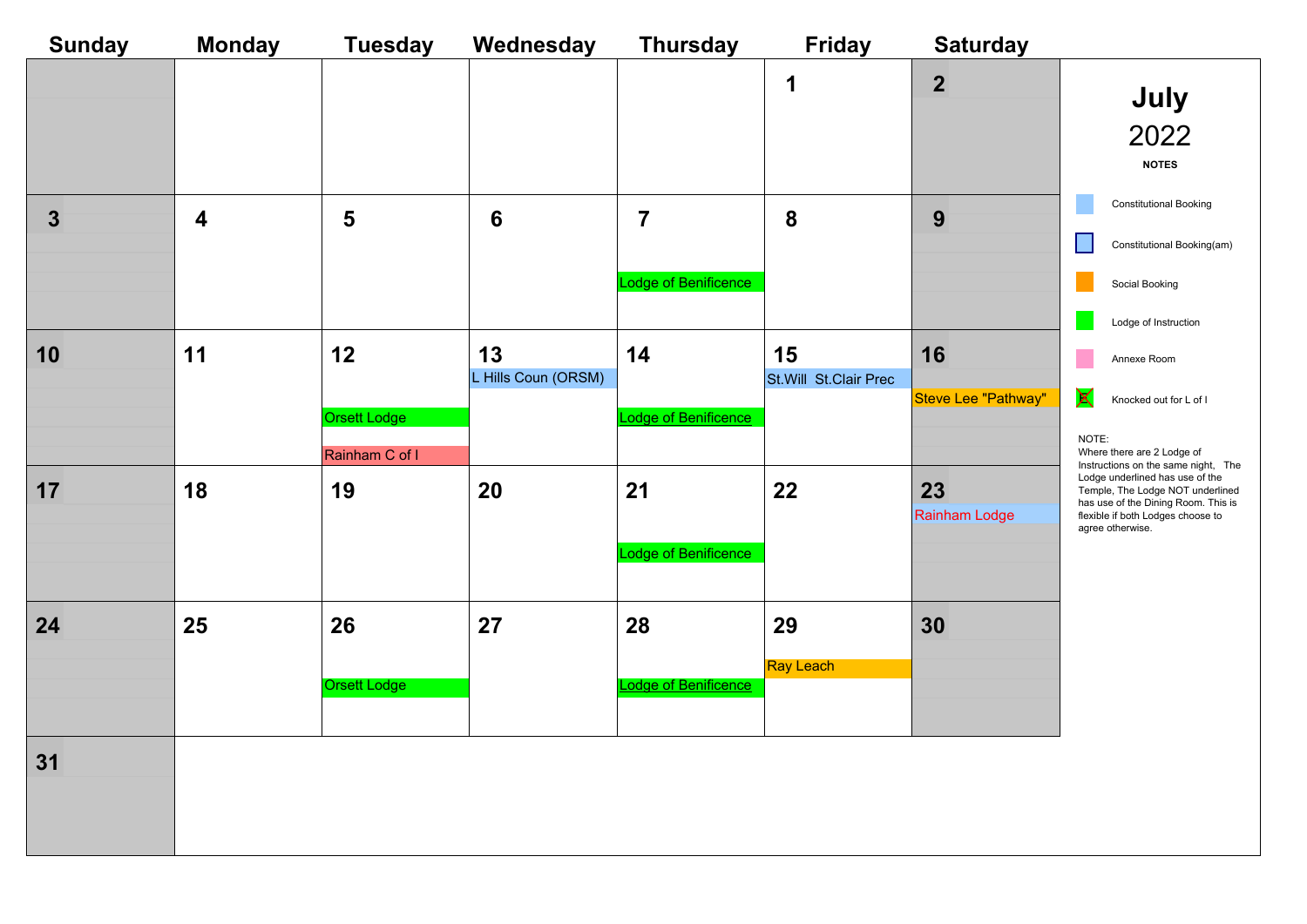# July 2022

| Sunday | Monday | Tuesday | Wednesday | Thursday | Friday | Saturday |
|---|---|---|---|---|---|---|
| | | | | | 1 | 2 |
| 3 | 4 | 5 | 6 | 7<br>Lodge of Benificence | 8 | 9 |
| 10 | 11 | 12<br>Orsett Lodge<br>Rainham C of I | 13<br>L Hills Coun (ORSM) | 14<br>Lodge of Benificence | 15<br>St.Will St.Clair Prec | 16<br>Steve Lee "Pathway" |
| 17 | 18 | 19 | 20 | 21<br>Lodge of Benificence | 22 | 23<br>Rainham Lodge |
| 24 | 25 | 26<br>Orsett Lodge | 27 | 28<br>Lodge of Benificence | 29<br>Ray Leach | 30 |
| 31 | | | | | | |

**NOTES**

- Constitutional Booking
- Constitutional Booking(am)
- Social Booking
- Lodge of Instruction
- Annexe Room
- Knocked out for L of I

NOTE:
Where there are 2 Lodge of Instructions on the same night, The Lodge underlined has use of the Temple, The Lodge NOT underlined has use of the Dining Room. This is flexible if both Lodges choose to agree otherwise.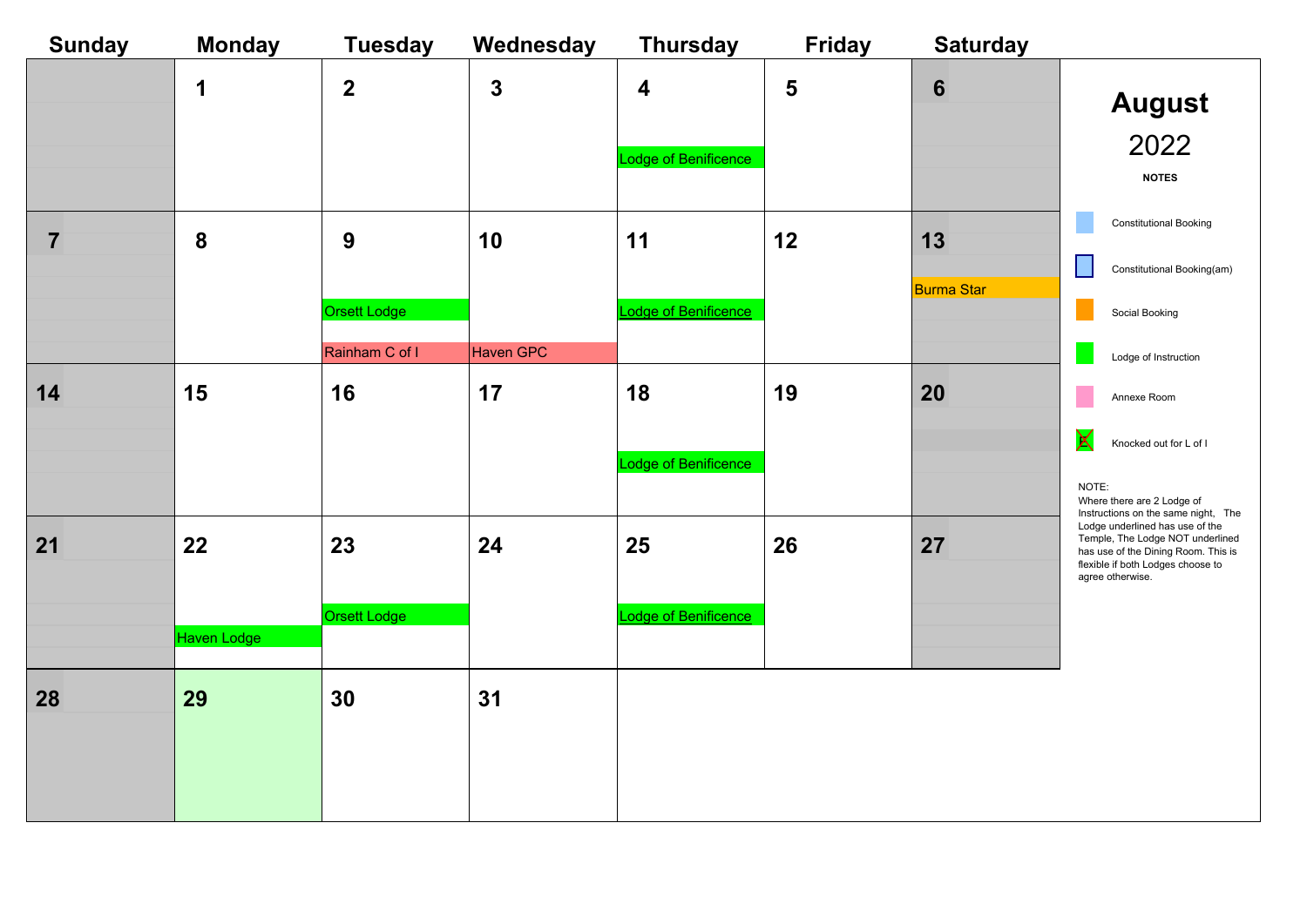# August

## 2022

| Sunday | Monday | Tuesday | Wednesday | Thursday | Friday | Saturday |
|---|---|---|---|---|---|---|
| | 1 | 2 | 3 | 4<br>Lodge of Benificence | 5 | 6 |
| 7 | 8 | 9<br>Orsett Lodge<br>Rainham C of I | 10<br>Haven GPC | 11<br>Lodge of Benificence | 12 | 13<br>Burma Star |
| 14 | 15 | 16 | 17 | 18<br>Lodge of Benificence | 19 | 20 |
| 21 | 22<br>Haven Lodge | 23<br>Orsett Lodge | 24 | 25<br>Lodge of Benificence | 26 | 27 |
| 28 | 29 | 30 | 31 | | | |

**NOTES**

- Constitutional Booking
- Constitutional Booking(am)
- Social Booking
- Lodge of Instruction
- Annexe Room
- Knocked out for L of I

NOTE:
Where there are 2 Lodge of Instructions on the same night, The Lodge underlined has use of the Temple, The Lodge NOT underlined has use of the Dining Room. This is flexible if both Lodges choose to agree otherwise.